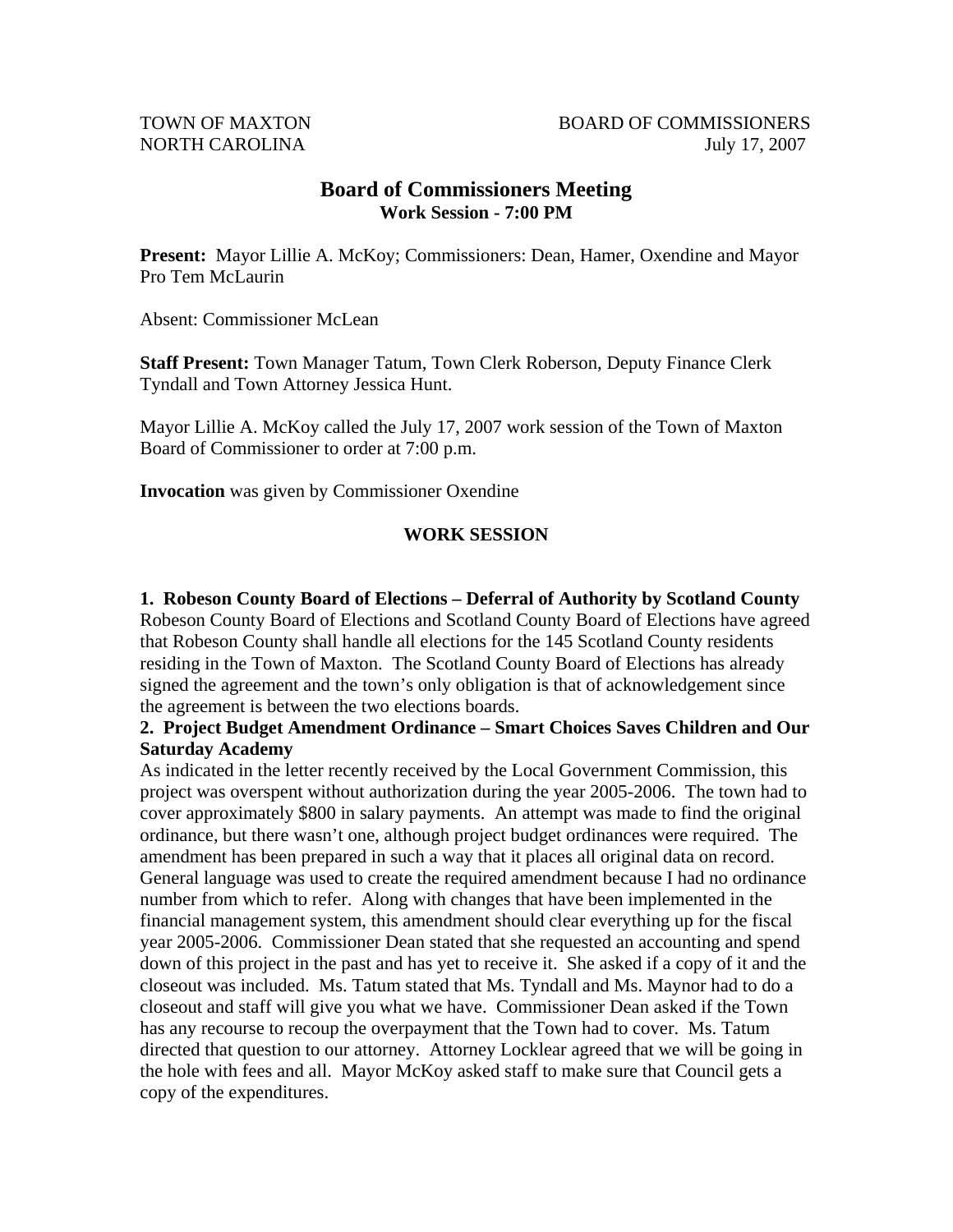TOWN OF MAXTON
NORTH CAROLINA

BOARD OF COMMISSIONERS
July 17, 2007

# Board of Commissioners Meeting

## Work Session - 7:00 PM

**Present:** Mayor Lillie A. McKoy; Commissioners: Dean, Hamer, Oxendine and Mayor Pro Tem McLaurin

Absent: Commissioner McLean

**Staff Present:** Town Manager Tatum, Town Clerk Roberson, Deputy Finance Clerk Tyndall and Town Attorney Jessica Hunt.

Mayor Lillie A. McKoy called the July 17, 2007 work session of the Town of Maxton Board of Commissioner to order at 7:00 p.m.

**Invocation** was given by Commissioner Oxendine

## WORK SESSION

**1. Robeson County Board of Elections – Deferral of Authority by Scotland County**

Robeson County Board of Elections and Scotland County Board of Elections have agreed that Robeson County shall handle all elections for the 145 Scotland County residents residing in the Town of Maxton. The Scotland County Board of Elections has already signed the agreement and the town's only obligation is that of acknowledgement since the agreement is between the two elections boards.

**2. Project Budget Amendment Ordinance – Smart Choices Saves Children and Our Saturday Academy**

As indicated in the letter recently received by the Local Government Commission, this project was overspent without authorization during the year 2005-2006. The town had to cover approximately $800 in salary payments. An attempt was made to find the original ordinance, but there wasn't one, although project budget ordinances were required. The amendment has been prepared in such a way that it places all original data on record. General language was used to create the required amendment because I had no ordinance number from which to refer. Along with changes that have been implemented in the financial management system, this amendment should clear everything up for the fiscal year 2005-2006. Commissioner Dean stated that she requested an accounting and spend down of this project in the past and has yet to receive it. She asked if a copy of it and the closeout was included. Ms. Tatum stated that Ms. Tyndall and Ms. Maynor had to do a closeout and staff will give you what we have. Commissioner Dean asked if the Town has any recourse to recoup the overpayment that the Town had to cover. Ms. Tatum directed that question to our attorney. Attorney Locklear agreed that we will be going in the hole with fees and all. Mayor McKoy asked staff to make sure that Council gets a copy of the expenditures.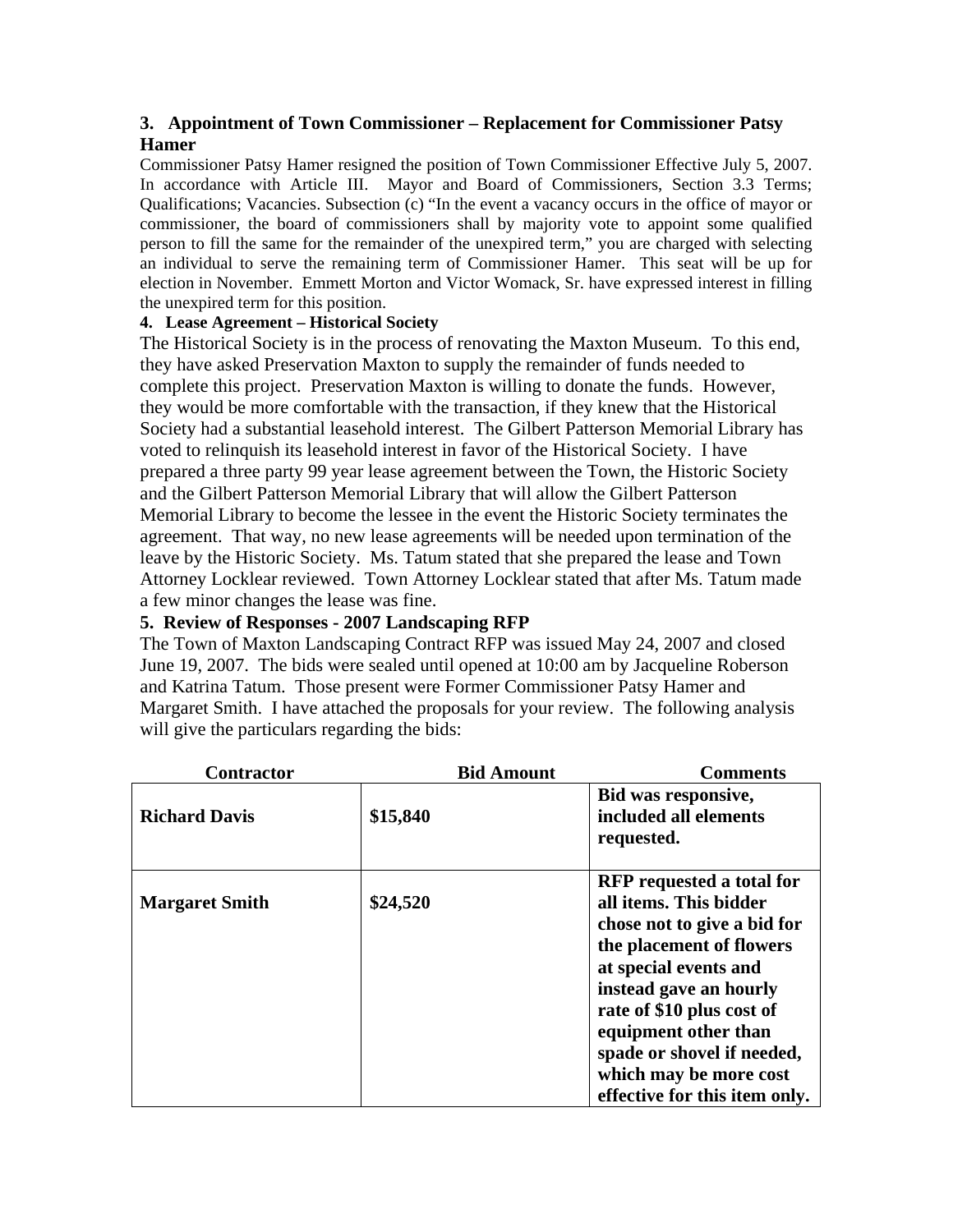### 3. Appointment of Town Commissioner – Replacement for Commissioner Patsy Hamer

Commissioner Patsy Hamer resigned the position of Town Commissioner Effective July 5, 2007. In accordance with Article III. Mayor and Board of Commissioners, Section 3.3 Terms; Qualifications; Vacancies. Subsection (c) "In the event a vacancy occurs in the office of mayor or commissioner, the board of commissioners shall by majority vote to appoint some qualified person to fill the same for the remainder of the unexpired term," you are charged with selecting an individual to serve the remaining term of Commissioner Hamer. This seat will be up for election in November. Emmett Morton and Victor Womack, Sr. have expressed interest in filling the unexpired term for this position.

#### 4. Lease Agreement – Historical Society

The Historical Society is in the process of renovating the Maxton Museum. To this end, they have asked Preservation Maxton to supply the remainder of funds needed to complete this project. Preservation Maxton is willing to donate the funds. However, they would be more comfortable with the transaction, if they knew that the Historical Society had a substantial leasehold interest. The Gilbert Patterson Memorial Library has voted to relinquish its leasehold interest in favor of the Historical Society. I have prepared a three party 99 year lease agreement between the Town, the Historic Society and the Gilbert Patterson Memorial Library that will allow the Gilbert Patterson Memorial Library to become the lessee in the event the Historic Society terminates the agreement. That way, no new lease agreements will be needed upon termination of the leave by the Historic Society. Ms. Tatum stated that she prepared the lease and Town Attorney Locklear reviewed. Town Attorney Locklear stated that after Ms. Tatum made a few minor changes the lease was fine.

#### 5. Review of Responses - 2007 Landscaping RFP

The Town of Maxton Landscaping Contract RFP was issued May 24, 2007 and closed June 19, 2007. The bids were sealed until opened at 10:00 am by Jacqueline Roberson and Katrina Tatum. Those present were Former Commissioner Patsy Hamer and Margaret Smith. I have attached the proposals for your review. The following analysis will give the particulars regarding the bids:

| Contractor | Bid Amount | Comments |
|---|---|---|
| **Richard Davis** | **$15,840** | **Bid was responsive, included all elements requested.** |
| **Margaret Smith** | **$24,520** | **RFP requested a total for all items. This bidder chose not to give a bid for the placement of flowers at special events and instead gave an hourly rate of $10 plus cost of equipment other than spade or shovel if needed, which may be more cost effective for this item only.** |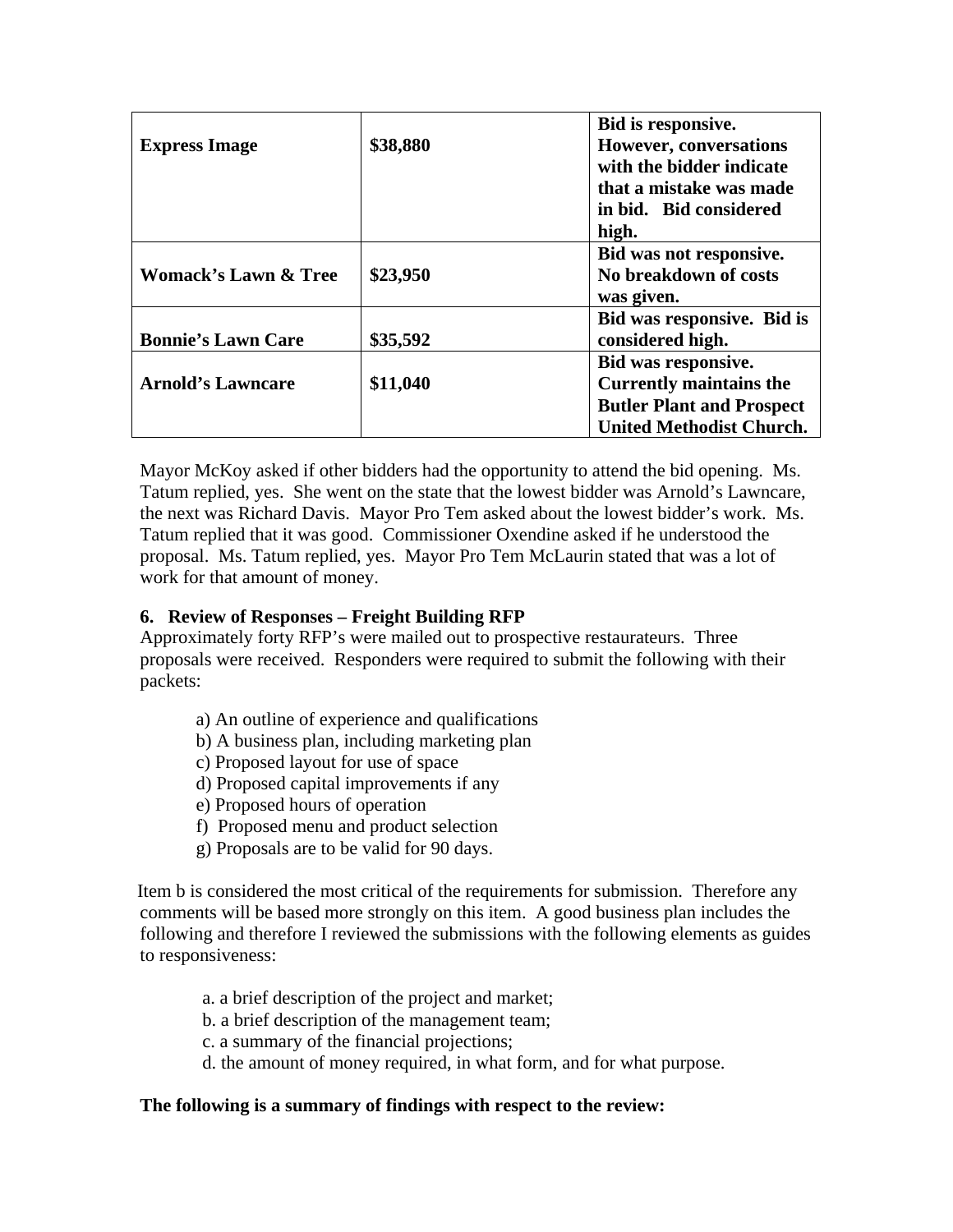| | | |
|---|---|---|
| **Express Image** | **$38,880** | **Bid is responsive. However, conversations with the bidder indicate that a mistake was made in bid. Bid considered high.** |
| **Womack's Lawn & Tree** | **$23,950** | **Bid was not responsive. No breakdown of costs was given.** |
| **Bonnie's Lawn Care** | **$35,592** | **Bid was responsive. Bid is considered high.** |
| **Arnold's Lawncare** | **$11,040** | **Bid was responsive. Currently maintains the Butler Plant and Prospect United Methodist Church.** |

Mayor McKoy asked if other bidders had the opportunity to attend the bid opening. Ms. Tatum replied, yes. She went on the state that the lowest bidder was Arnold's Lawncare, the next was Richard Davis. Mayor Pro Tem asked about the lowest bidder's work. Ms. Tatum replied that it was good. Commissioner Oxendine asked if he understood the proposal. Ms. Tatum replied, yes. Mayor Pro Tem McLaurin stated that was a lot of work for that amount of money.

**6. Review of Responses – Freight Building RFP**

Approximately forty RFP's were mailed out to prospective restaurateurs. Three proposals were received. Responders were required to submit the following with their packets:

a) An outline of experience and qualifications
b) A business plan, including marketing plan
c) Proposed layout for use of space
d) Proposed capital improvements if any
e) Proposed hours of operation
f) Proposed menu and product selection
g) Proposals are to be valid for 90 days.

Item b is considered the most critical of the requirements for submission. Therefore any comments will be based more strongly on this item. A good business plan includes the following and therefore I reviewed the submissions with the following elements as guides to responsiveness:

a. a brief description of the project and market;
b. a brief description of the management team;
c. a summary of the financial projections;
d. the amount of money required, in what form, and for what purpose.

**The following is a summary of findings with respect to the review:**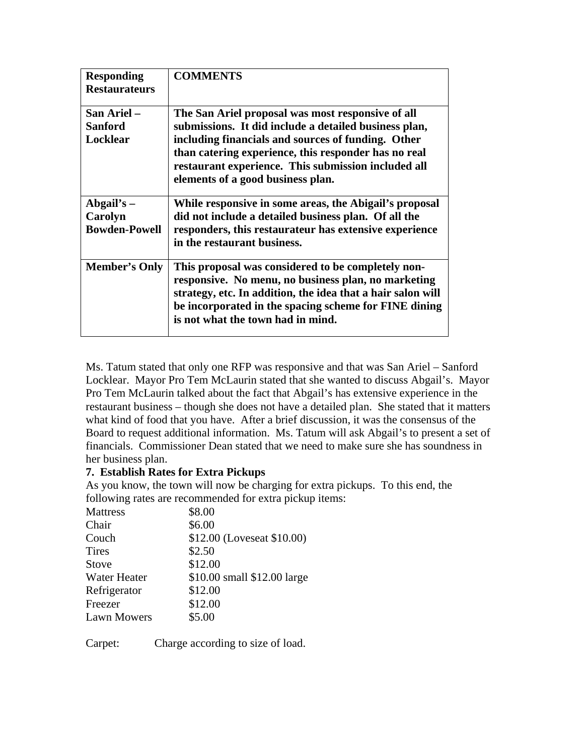| Responding Restaurateurs | COMMENTS |
|---|---|
| **San Ariel – Sanford Locklear** | **The San Ariel proposal was most responsive of all submissions. It did include a detailed business plan, including financials and sources of funding. Other than catering experience, this responder has no real restaurant experience. This submission included all elements of a good business plan.** |
| **Abgail's – Carolyn Bowden-Powell** | **While responsive in some areas, the Abigail's proposal did not include a detailed business plan. Of all the responders, this restaurateur has extensive experience in the restaurant business.** |
| **Member's Only** | **This proposal was considered to be completely non-responsive. No menu, no business plan, no marketing strategy, etc. In addition, the idea that a hair salon will be incorporated in the spacing scheme for FINE dining is not what the town had in mind.** |

Ms. Tatum stated that only one RFP was responsive and that was San Ariel – Sanford Locklear. Mayor Pro Tem McLaurin stated that she wanted to discuss Abgail's. Mayor Pro Tem McLaurin talked about the fact that Abgail's has extensive experience in the restaurant business – though she does not have a detailed plan. She stated that it matters what kind of food that you have. After a brief discussion, it was the consensus of the Board to request additional information. Ms. Tatum will ask Abgail's to present a set of financials. Commissioner Dean stated that we need to make sure she has soundness in her business plan.

**7. Establish Rates for Extra Pickups**

As you know, the town will now be charging for extra pickups. To this end, the following rates are recommended for extra pickup items:

| | |
|---|---|
| Mattress | $8.00 |
| Chair | $6.00 |
| Couch | $12.00 (Loveseat $10.00) |
| Tires | $2.50 |
| Stove | $12.00 |
| Water Heater | $10.00 small $12.00 large |
| Refrigerator | $12.00 |
| Freezer | $12.00 |
| Lawn Mowers | $5.00 |

Carpet: Charge according to size of load.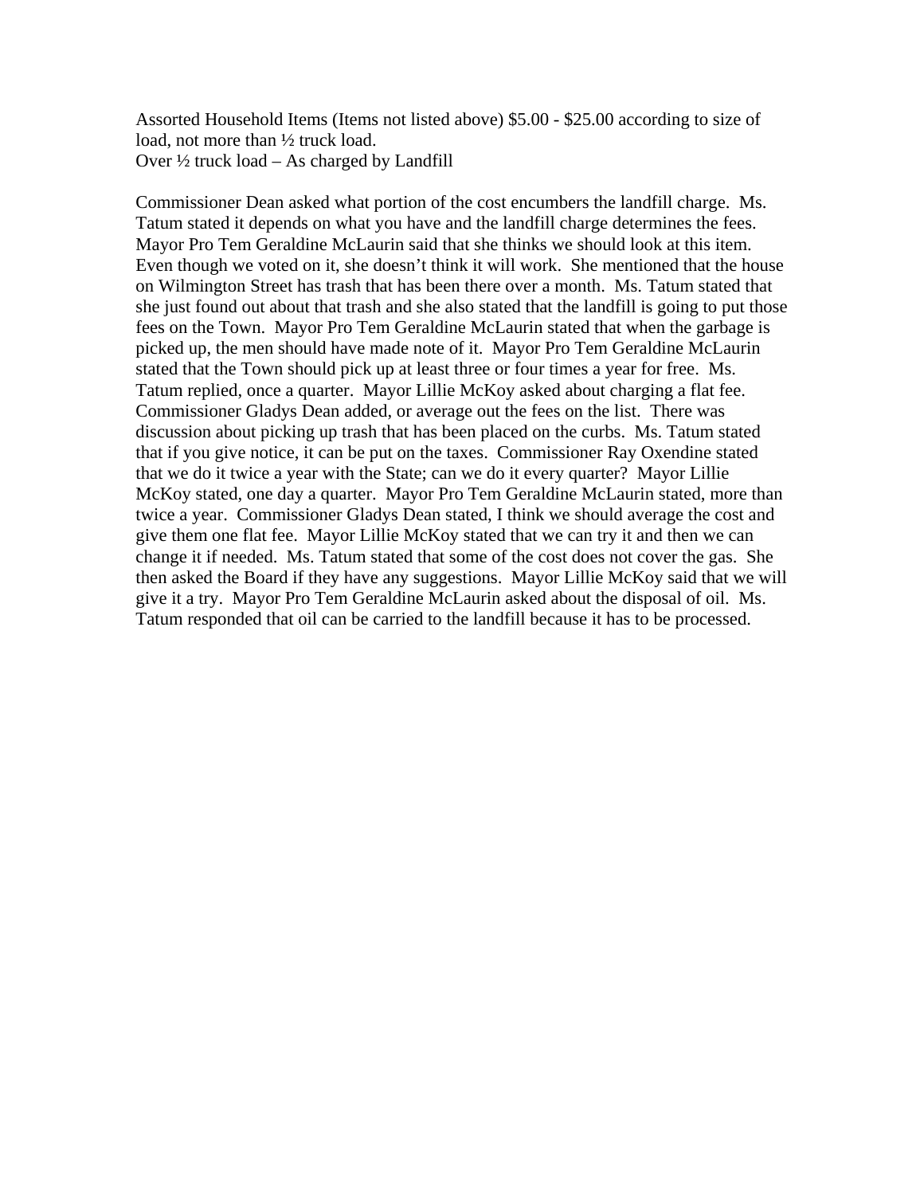Assorted Household Items (Items not listed above) $5.00 - $25.00 according to size of load, not more than ½ truck load.
Over ½ truck load – As charged by Landfill

Commissioner Dean asked what portion of the cost encumbers the landfill charge. Ms. Tatum stated it depends on what you have and the landfill charge determines the fees. Mayor Pro Tem Geraldine McLaurin said that she thinks we should look at this item. Even though we voted on it, she doesn't think it will work. She mentioned that the house on Wilmington Street has trash that has been there over a month. Ms. Tatum stated that she just found out about that trash and she also stated that the landfill is going to put those fees on the Town. Mayor Pro Tem Geraldine McLaurin stated that when the garbage is picked up, the men should have made note of it. Mayor Pro Tem Geraldine McLaurin stated that the Town should pick up at least three or four times a year for free. Ms. Tatum replied, once a quarter. Mayor Lillie McKoy asked about charging a flat fee. Commissioner Gladys Dean added, or average out the fees on the list. There was discussion about picking up trash that has been placed on the curbs. Ms. Tatum stated that if you give notice, it can be put on the taxes. Commissioner Ray Oxendine stated that we do it twice a year with the State; can we do it every quarter? Mayor Lillie McKoy stated, one day a quarter. Mayor Pro Tem Geraldine McLaurin stated, more than twice a year. Commissioner Gladys Dean stated, I think we should average the cost and give them one flat fee. Mayor Lillie McKoy stated that we can try it and then we can change it if needed. Ms. Tatum stated that some of the cost does not cover the gas. She then asked the Board if they have any suggestions. Mayor Lillie McKoy said that we will give it a try. Mayor Pro Tem Geraldine McLaurin asked about the disposal of oil. Ms. Tatum responded that oil can be carried to the landfill because it has to be processed.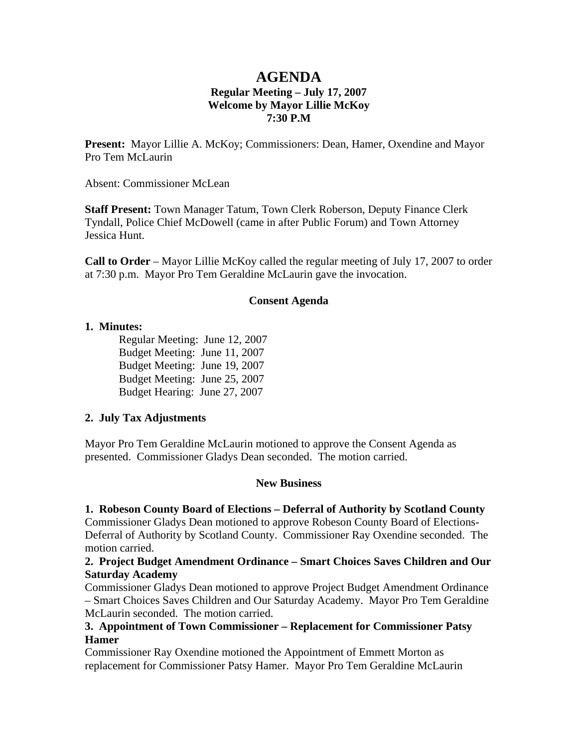# AGENDA

**Regular Meeting – July 17, 2007**
**Welcome by Mayor Lillie McKoy**
**7:30 P.M**

**Present:** Mayor Lillie A. McKoy; Commissioners: Dean, Hamer, Oxendine and Mayor Pro Tem McLaurin

Absent: Commissioner McLean

**Staff Present:** Town Manager Tatum, Town Clerk Roberson, Deputy Finance Clerk Tyndall, Police Chief McDowell (came in after Public Forum) and Town Attorney Jessica Hunt.

**Call to Order** – Mayor Lillie McKoy called the regular meeting of July 17, 2007 to order at 7:30 p.m. Mayor Pro Tem Geraldine McLaurin gave the invocation.

### Consent Agenda

**1. Minutes:**

Regular Meeting: June 12, 2007
Budget Meeting: June 11, 2007
Budget Meeting: June 19, 2007
Budget Meeting: June 25, 2007
Budget Hearing: June 27, 2007

**2. July Tax Adjustments**

Mayor Pro Tem Geraldine McLaurin motioned to approve the Consent Agenda as presented. Commissioner Gladys Dean seconded. The motion carried.

### New Business

**1. Robeson County Board of Elections – Deferral of Authority by Scotland County**
Commissioner Gladys Dean motioned to approve Robeson County Board of Elections-Deferral of Authority by Scotland County. Commissioner Ray Oxendine seconded. The motion carried.

**2. Project Budget Amendment Ordinance – Smart Choices Saves Children and Our Saturday Academy**
Commissioner Gladys Dean motioned to approve Project Budget Amendment Ordinance – Smart Choices Saves Children and Our Saturday Academy. Mayor Pro Tem Geraldine McLaurin seconded. The motion carried.

**3. Appointment of Town Commissioner – Replacement for Commissioner Patsy Hamer**
Commissioner Ray Oxendine motioned the Appointment of Emmett Morton as replacement for Commissioner Patsy Hamer. Mayor Pro Tem Geraldine McLaurin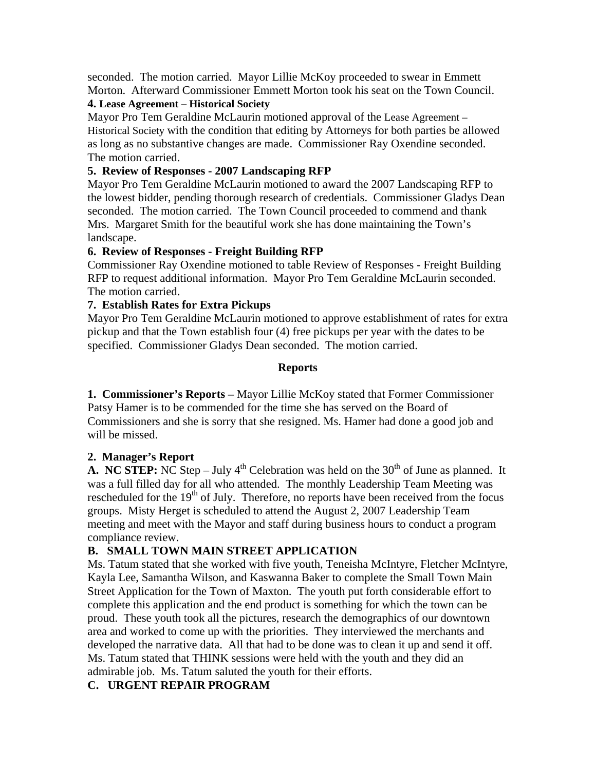seconded. The motion carried. Mayor Lillie McKoy proceeded to swear in Emmett Morton. Afterward Commissioner Emmett Morton took his seat on the Town Council.

**4. Lease Agreement – Historical Society**

Mayor Pro Tem Geraldine McLaurin motioned approval of the Lease Agreement – Historical Society with the condition that editing by Attorneys for both parties be allowed as long as no substantive changes are made. Commissioner Ray Oxendine seconded. The motion carried.

**5. Review of Responses - 2007 Landscaping RFP**

Mayor Pro Tem Geraldine McLaurin motioned to award the 2007 Landscaping RFP to the lowest bidder, pending thorough research of credentials. Commissioner Gladys Dean seconded. The motion carried. The Town Council proceeded to commend and thank Mrs. Margaret Smith for the beautiful work she has done maintaining the Town's landscape.

**6. Review of Responses - Freight Building RFP**

Commissioner Ray Oxendine motioned to table Review of Responses - Freight Building RFP to request additional information. Mayor Pro Tem Geraldine McLaurin seconded. The motion carried.

**7. Establish Rates for Extra Pickups**

Mayor Pro Tem Geraldine McLaurin motioned to approve establishment of rates for extra pickup and that the Town establish four (4) free pickups per year with the dates to be specified. Commissioner Gladys Dean seconded. The motion carried.

## Reports

**1. Commissioner's Reports –** Mayor Lillie McKoy stated that Former Commissioner Patsy Hamer is to be commended for the time she has served on the Board of Commissioners and she is sorry that she resigned. Ms. Hamer had done a good job and will be missed.

**2. Manager's Report**

**A. NC STEP:** NC Step – July 4th Celebration was held on the 30th of June as planned. It was a full filled day for all who attended. The monthly Leadership Team Meeting was rescheduled for the 19th of July. Therefore, no reports have been received from the focus groups. Misty Herget is scheduled to attend the August 2, 2007 Leadership Team meeting and meet with the Mayor and staff during business hours to conduct a program compliance review.

**B. SMALL TOWN MAIN STREET APPLICATION**

Ms. Tatum stated that she worked with five youth, Teneisha McIntyre, Fletcher McIntyre, Kayla Lee, Samantha Wilson, and Kaswanna Baker to complete the Small Town Main Street Application for the Town of Maxton. The youth put forth considerable effort to complete this application and the end product is something for which the town can be proud. These youth took all the pictures, research the demographics of our downtown area and worked to come up with the priorities. They interviewed the merchants and developed the narrative data. All that had to be done was to clean it up and send it off. Ms. Tatum stated that THINK sessions were held with the youth and they did an admirable job. Ms. Tatum saluted the youth for their efforts.

**C. URGENT REPAIR PROGRAM**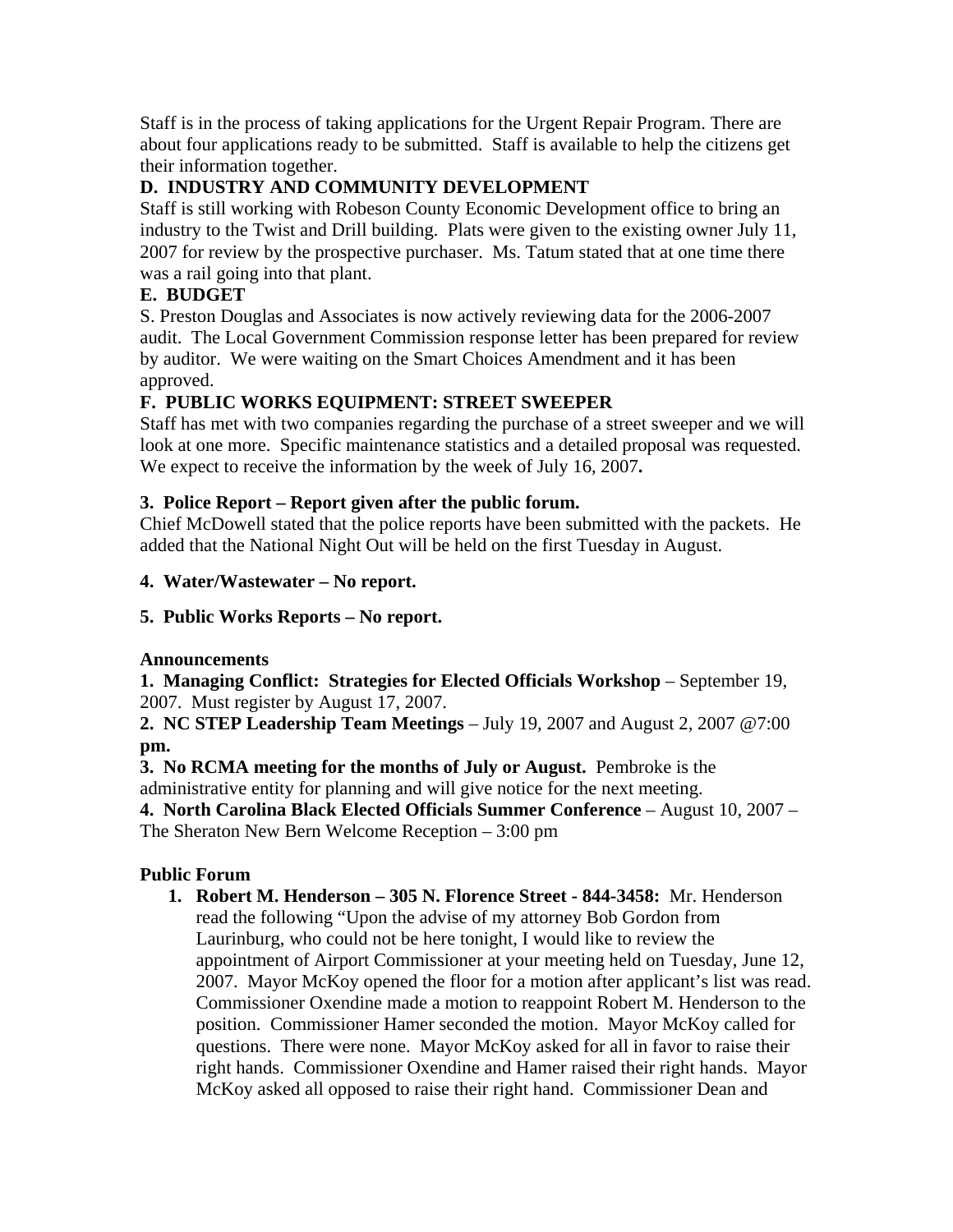Staff is in the process of taking applications for the Urgent Repair Program. There are about four applications ready to be submitted. Staff is available to help the citizens get their information together.

**D. INDUSTRY AND COMMUNITY DEVELOPMENT**

Staff is still working with Robeson County Economic Development office to bring an industry to the Twist and Drill building. Plats were given to the existing owner July 11, 2007 for review by the prospective purchaser. Ms. Tatum stated that at one time there was a rail going into that plant.

**E. BUDGET**

S. Preston Douglas and Associates is now actively reviewing data for the 2006-2007 audit. The Local Government Commission response letter has been prepared for review by auditor. We were waiting on the Smart Choices Amendment and it has been approved.

**F. PUBLIC WORKS EQUIPMENT: STREET SWEEPER**

Staff has met with two companies regarding the purchase of a street sweeper and we will look at one more. Specific maintenance statistics and a detailed proposal was requested. We expect to receive the information by the week of July 16, 2007.

**3. Police Report – Report given after the public forum.**

Chief McDowell stated that the police reports have been submitted with the packets. He added that the National Night Out will be held on the first Tuesday in August.

**4. Water/Wastewater – No report.**

**5. Public Works Reports – No report.**

**Announcements**

**1. Managing Conflict: Strategies for Elected Officials Workshop** – September 19, 2007. Must register by August 17, 2007.

**2. NC STEP Leadership Team Meetings** – July 19, 2007 and August 2, 2007 @7:00 **pm.**

**3. No RCMA meeting for the months of July or August.** Pembroke is the administrative entity for planning and will give notice for the next meeting.

**4. North Carolina Black Elected Officials Summer Conference** – August 10, 2007 – The Sheraton New Bern Welcome Reception – 3:00 pm

**Public Forum**

1. **Robert M. Henderson – 305 N. Florence Street - 844-3458:** Mr. Henderson read the following "Upon the advise of my attorney Bob Gordon from Laurinburg, who could not be here tonight, I would like to review the appointment of Airport Commissioner at your meeting held on Tuesday, June 12, 2007. Mayor McKoy opened the floor for a motion after applicant's list was read. Commissioner Oxendine made a motion to reappoint Robert M. Henderson to the position. Commissioner Hamer seconded the motion. Mayor McKoy called for questions. There were none. Mayor McKoy asked for all in favor to raise their right hands. Commissioner Oxendine and Hamer raised their right hands. Mayor McKoy asked all opposed to raise their right hand. Commissioner Dean and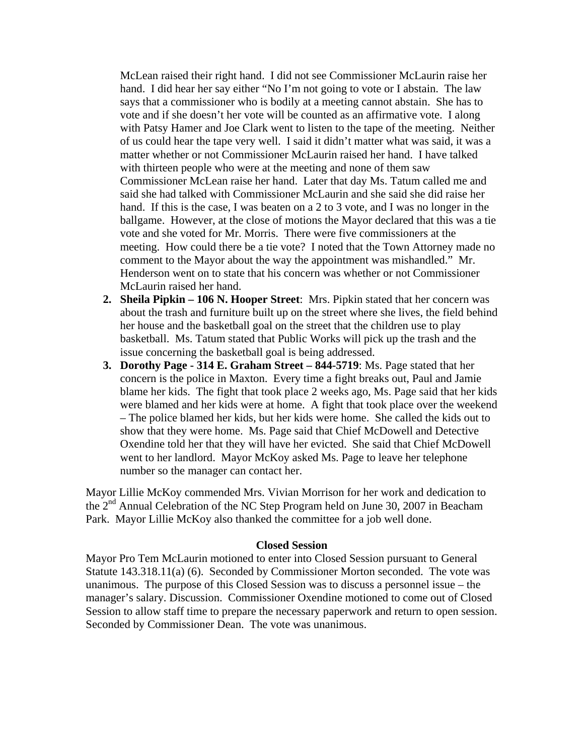McLean raised their right hand. I did not see Commissioner McLaurin raise her hand. I did hear her say either "No I'm not going to vote or I abstain. The law says that a commissioner who is bodily at a meeting cannot abstain. She has to vote and if she doesn't her vote will be counted as an affirmative vote. I along with Patsy Hamer and Joe Clark went to listen to the tape of the meeting. Neither of us could hear the tape very well. I said it didn't matter what was said, it was a matter whether or not Commissioner McLaurin raised her hand. I have talked with thirteen people who were at the meeting and none of them saw Commissioner McLean raise her hand. Later that day Ms. Tatum called me and said she had talked with Commissioner McLaurin and she said she did raise her hand. If this is the case, I was beaten on a 2 to 3 vote, and I was no longer in the ballgame. However, at the close of motions the Mayor declared that this was a tie vote and she voted for Mr. Morris. There were five commissioners at the meeting. How could there be a tie vote? I noted that the Town Attorney made no comment to the Mayor about the way the appointment was mishandled." Mr. Henderson went on to state that his concern was whether or not Commissioner McLaurin raised her hand.

2. **Sheila Pipkin – 106 N. Hooper Street**: Mrs. Pipkin stated that her concern was about the trash and furniture built up on the street where she lives, the field behind her house and the basketball goal on the street that the children use to play basketball. Ms. Tatum stated that Public Works will pick up the trash and the issue concerning the basketball goal is being addressed.
3. **Dorothy Page - 314 E. Graham Street – 844-5719**: Ms. Page stated that her concern is the police in Maxton. Every time a fight breaks out, Paul and Jamie blame her kids. The fight that took place 2 weeks ago, Ms. Page said that her kids were blamed and her kids were at home. A fight that took place over the weekend – The police blamed her kids, but her kids were home. She called the kids out to show that they were home. Ms. Page said that Chief McDowell and Detective Oxendine told her that they will have her evicted. She said that Chief McDowell went to her landlord. Mayor McKoy asked Ms. Page to leave her telephone number so the manager can contact her.

Mayor Lillie McKoy commended Mrs. Vivian Morrison for her work and dedication to the 2nd Annual Celebration of the NC Step Program held on June 30, 2007 in Beacham Park. Mayor Lillie McKoy also thanked the committee for a job well done.

**Closed Session**

Mayor Pro Tem McLaurin motioned to enter into Closed Session pursuant to General Statute 143.318.11(a) (6). Seconded by Commissioner Morton seconded. The vote was unanimous. The purpose of this Closed Session was to discuss a personnel issue – the manager's salary. Discussion. Commissioner Oxendine motioned to come out of Closed Session to allow staff time to prepare the necessary paperwork and return to open session. Seconded by Commissioner Dean. The vote was unanimous.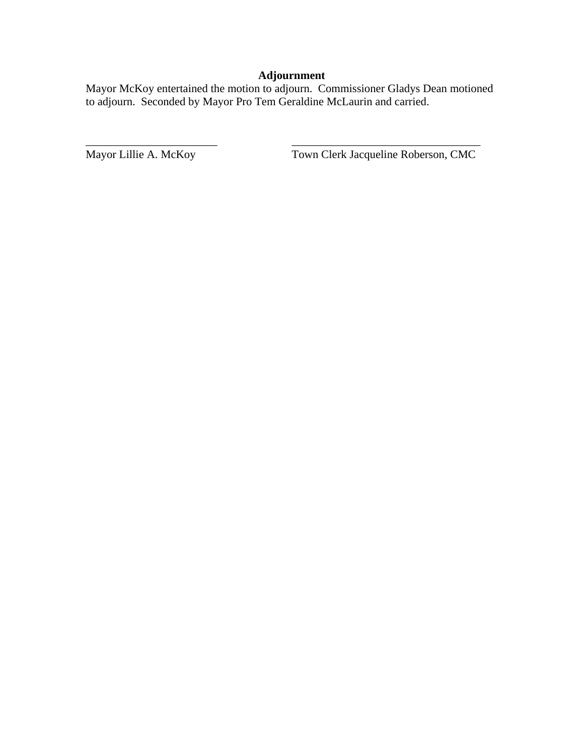**Adjournment**

Mayor McKoy entertained the motion to adjourn. Commissioner Gladys Dean motioned to adjourn. Seconded by Mayor Pro Tem Geraldine McLaurin and carried.

______________________ ________________________________

Mayor Lillie A. McKoy Town Clerk Jacqueline Roberson, CMC